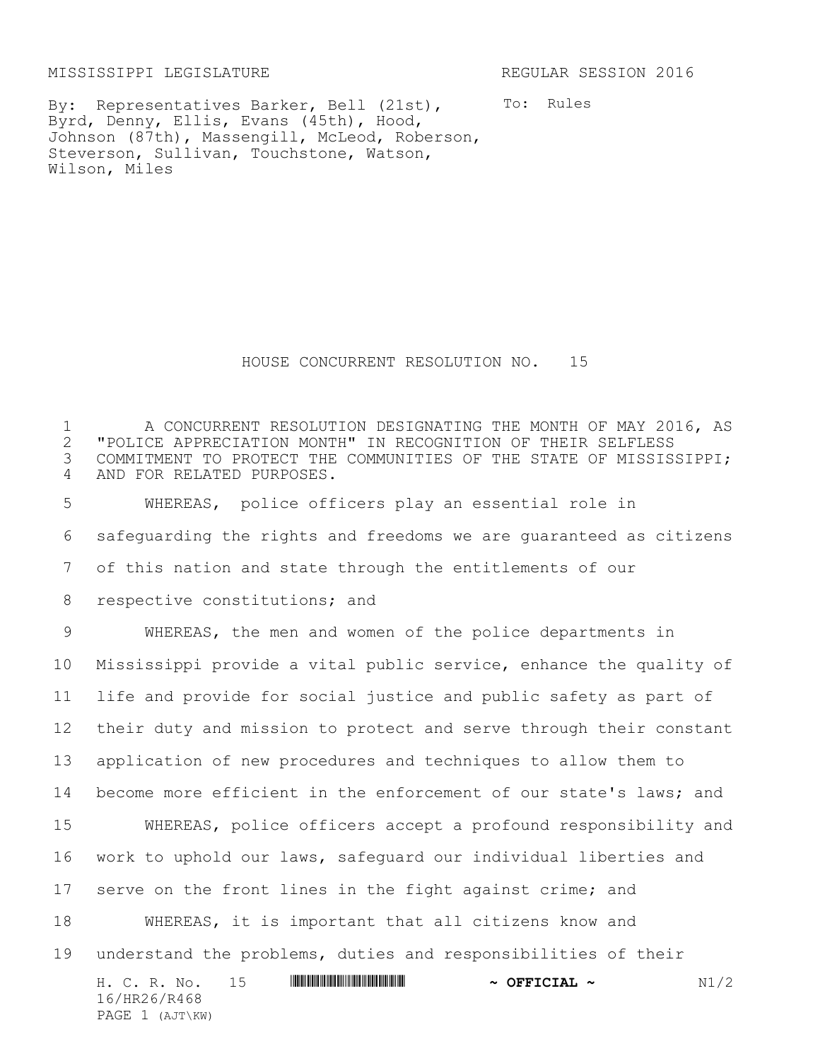MISSISSIPPI LEGISLATURE REGULAR SESSION 2016

By: Representatives Barker, Bell (21st), Byrd, Denny, Ellis, Evans (45th), Hood, Johnson (87th), Massengill, McLeod, Roberson, Steverson, Sullivan, Touchstone, Watson, Wilson, Miles

To: Rules

# HOUSE CONCURRENT RESOLUTION NO. 15

A CONCURRENT RESOLUTION DESIGNATING THE MONTH OF MAY 2016, AS "POLICE APPRECIATION MONTH" IN RECOGNITION OF THEIR SELFLESS COMMITMENT TO PROTECT THE COMMUNITIES OF THE STATE OF MISSISSIPPI; AND FOR RELATED PURPOSES.

WHEREAS, police officers play an essential role in safeguarding the rights and freedoms we are guaranteed as citizens of this nation and state through the entitlements of our respective constitutions; and

WHEREAS, the men and women of the police departments in Mississippi provide a vital public service, enhance the quality of life and provide for social justice and public safety as part of their duty and mission to protect and serve through their constant application of new procedures and techniques to allow them to become more efficient in the enforcement of our state's laws; and

WHEREAS, police officers accept a profound responsibility and work to uphold our laws, safeguard our individual liberties and serve on the front lines in the fight against crime; and

WHEREAS, it is important that all citizens know and understand the problems, duties and responsibilities of their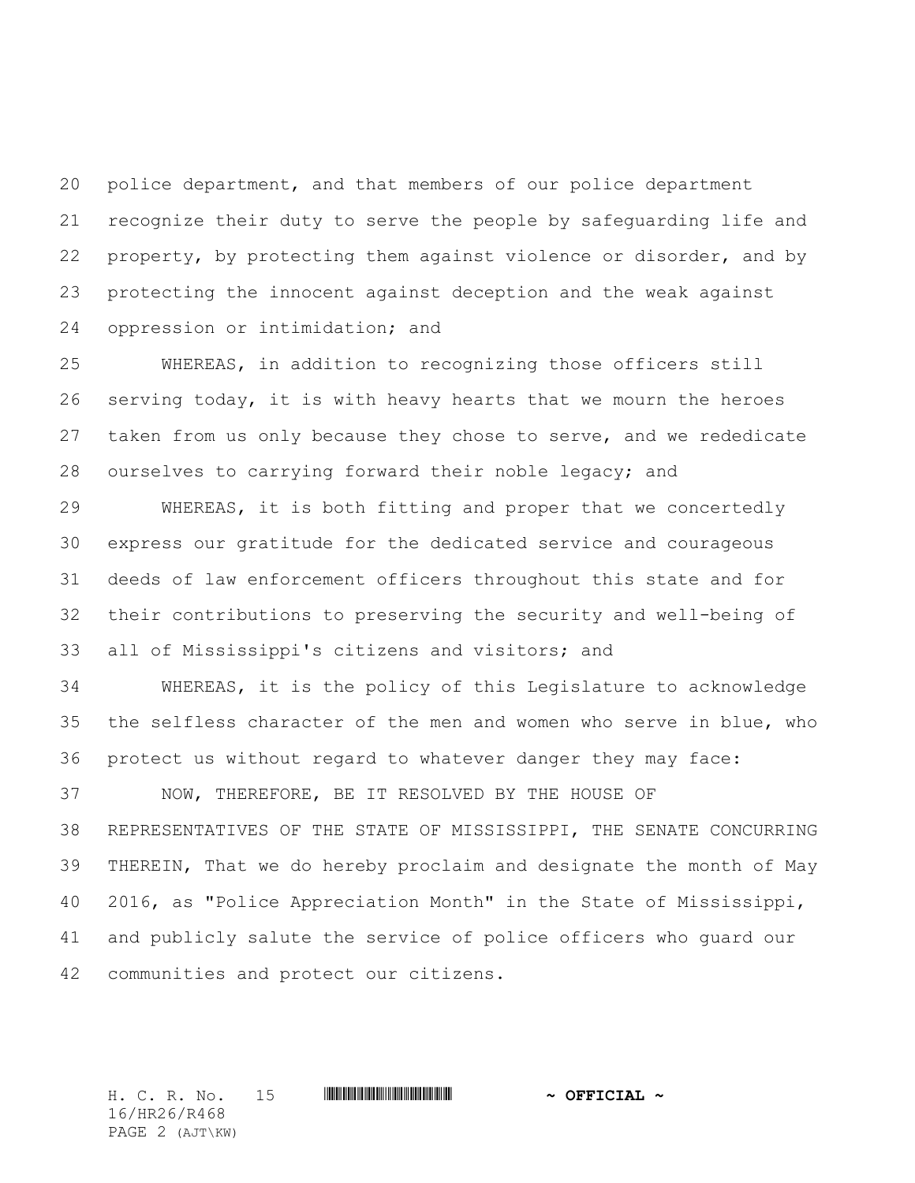police department, and that members of our police department recognize their duty to serve the people by safeguarding life and property, by protecting them against violence or disorder, and by protecting the innocent against deception and the weak against oppression or intimidation; and

WHEREAS, in addition to recognizing those officers still serving today, it is with heavy hearts that we mourn the heroes taken from us only because they chose to serve, and we rededicate ourselves to carrying forward their noble legacy; and

WHEREAS, it is both fitting and proper that we concertedly express our gratitude for the dedicated service and courageous deeds of law enforcement officers throughout this state and for their contributions to preserving the security and well-being of all of Mississippi's citizens and visitors; and

WHEREAS, it is the policy of this Legislature to acknowledge the selfless character of the men and women who serve in blue, who protect us without regard to whatever danger they may face:

NOW, THEREFORE, BE IT RESOLVED BY THE HOUSE OF REPRESENTATIVES OF THE STATE OF MISSISSIPPI, THE SENATE CONCURRING THEREIN, That we do hereby proclaim and designate the month of May 2016, as "Police Appreciation Month" in the State of Mississippi, and publicly salute the service of police officers who guard our communities and protect our citizens.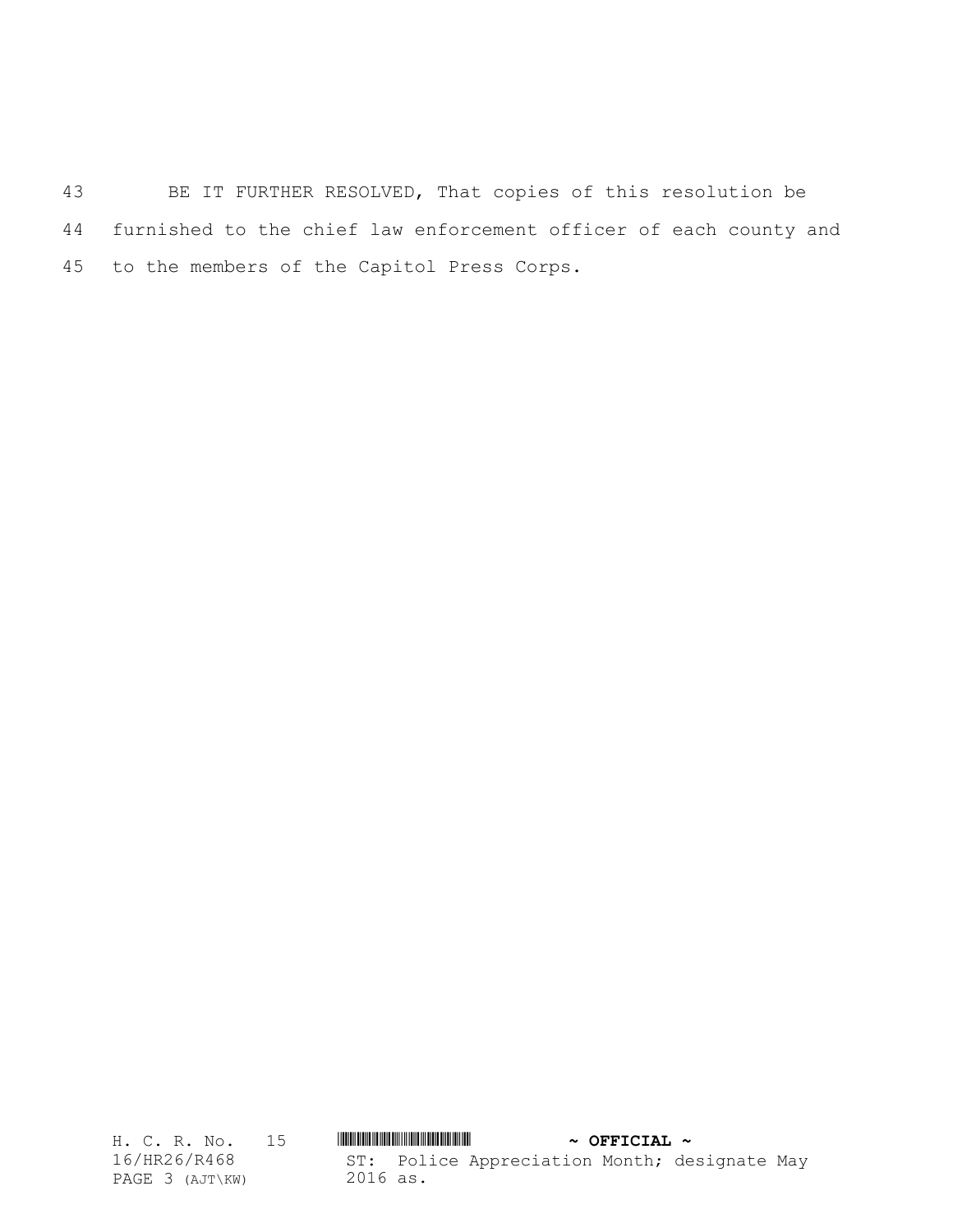BE IT FURTHER RESOLVED, That copies of this resolution be furnished to the chief law enforcement officer of each county and to the members of the Capitol Press Corps.